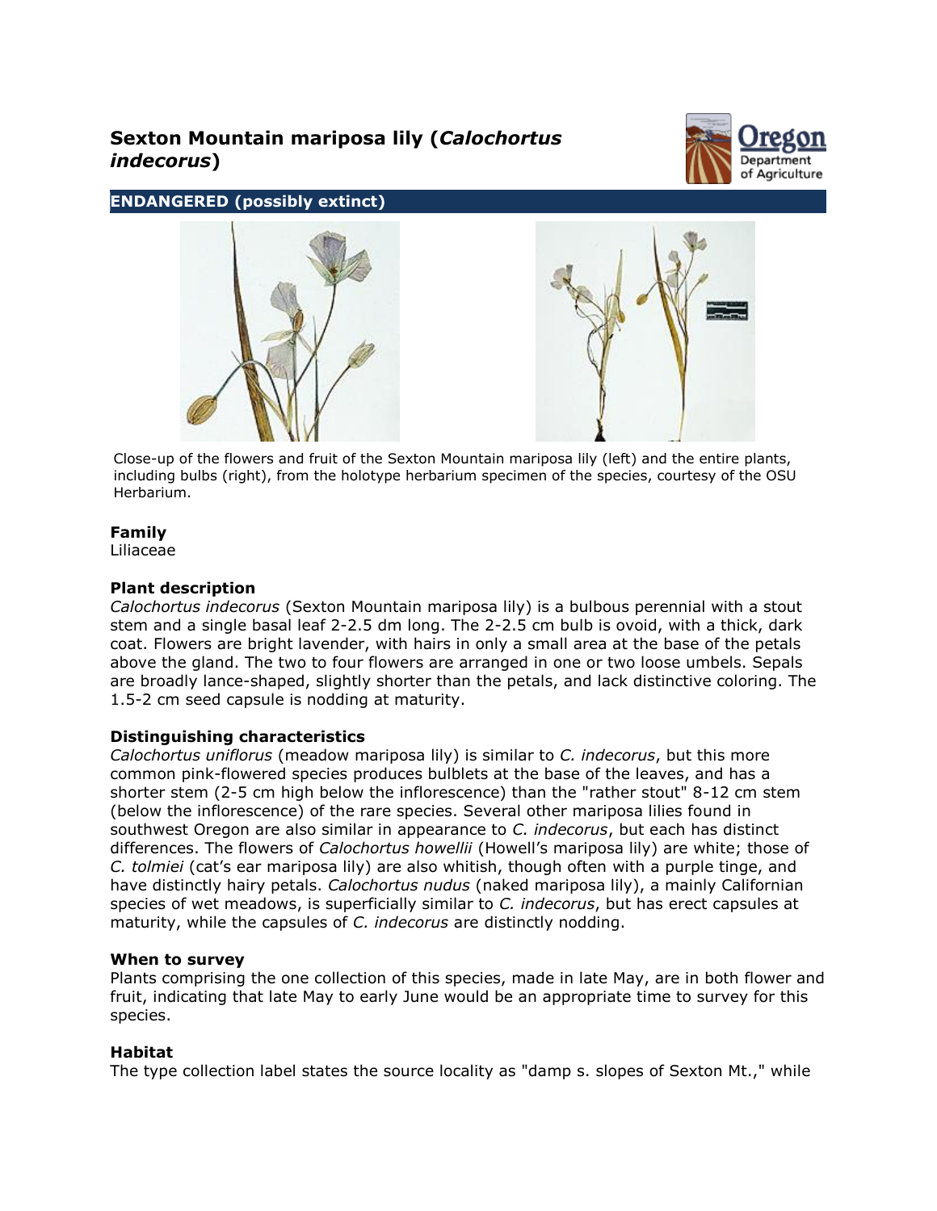# Sexton Mountain mariposa lily (*Calochortus indecorus*)

**ENDANGERED (possibly extinct)**

Close-up of the flowers and fruit of the Sexton Mountain mariposa lily (left) and the entire plants, including bulbs (right), from the holotype herbarium specimen of the species, courtesy of the OSU Herbarium.

### Family

Liliaceae

### Plant description

*Calochortus indecorus* (Sexton Mountain mariposa lily) is a bulbous perennial with a stout stem and a single basal leaf 2-2.5 dm long. The 2-2.5 cm bulb is ovoid, with a thick, dark coat. Flowers are bright lavender, with hairs in only a small area at the base of the petals above the gland. The two to four flowers are arranged in one or two loose umbels. Sepals are broadly lance-shaped, slightly shorter than the petals, and lack distinctive coloring. The 1.5-2 cm seed capsule is nodding at maturity.

### Distinguishing characteristics

*Calochortus uniflorus* (meadow mariposa lily) is similar to *C. indecorus*, but this more common pink-flowered species produces bulblets at the base of the leaves, and has a shorter stem (2-5 cm high below the inflorescence) than the "rather stout" 8-12 cm stem (below the inflorescence) of the rare species. Several other mariposa lilies found in southwest Oregon are also similar in appearance to *C. indecorus*, but each has distinct differences. The flowers of *Calochortus howellii* (Howell's mariposa lily) are white; those of *C. tolmiei* (cat's ear mariposa lily) are also whitish, though often with a purple tinge, and have distinctly hairy petals. *Calochortus nudus* (naked mariposa lily), a mainly Californian species of wet meadows, is superficially similar to *C. indecorus*, but has erect capsules at maturity, while the capsules of *C. indecorus* are distinctly nodding.

### When to survey

Plants comprising the one collection of this species, made in late May, are in both flower and fruit, indicating that late May to early June would be an appropriate time to survey for this species.

### Habitat

The type collection label states the source locality as "damp s. slopes of Sexton Mt.," while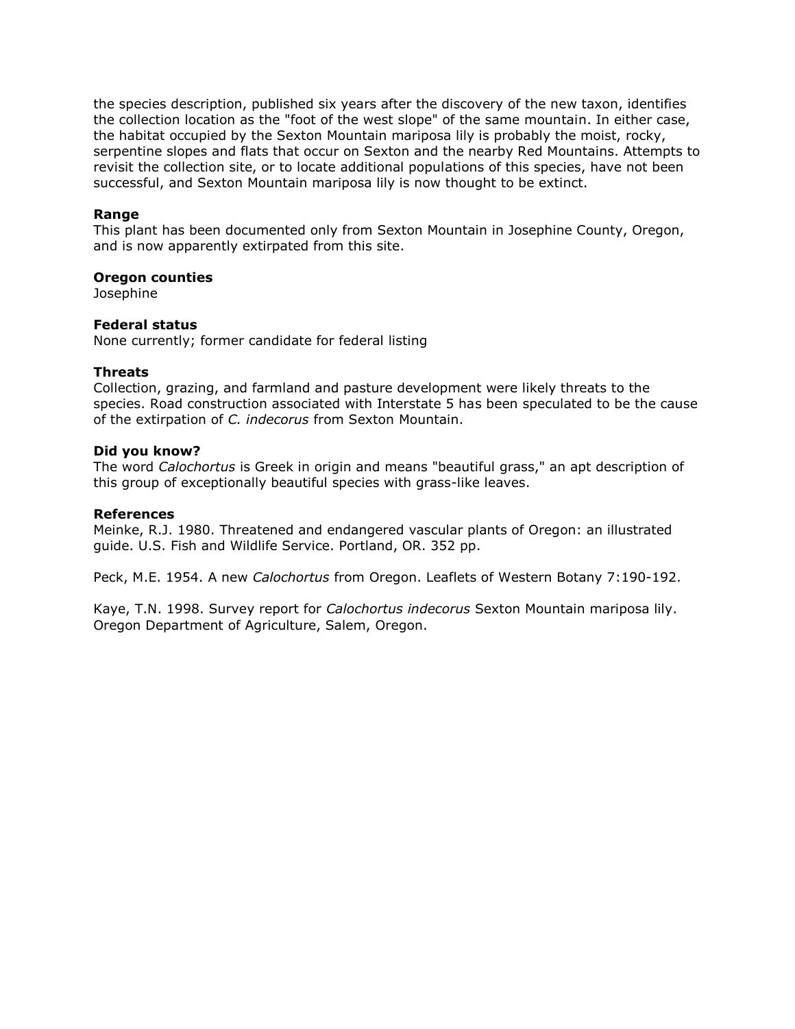the species description, published six years after the discovery of the new taxon, identifies the collection location as the "foot of the west slope" of the same mountain. In either case, the habitat occupied by the Sexton Mountain mariposa lily is probably the moist, rocky, serpentine slopes and flats that occur on Sexton and the nearby Red Mountains. Attempts to revisit the collection site, or to locate additional populations of this species, have not been successful, and Sexton Mountain mariposa lily is now thought to be extinct.

**Range**
This plant has been documented only from Sexton Mountain in Josephine County, Oregon, and is now apparently extirpated from this site.

**Oregon counties**
Josephine

**Federal status**
None currently; former candidate for federal listing

**Threats**
Collection, grazing, and farmland and pasture development were likely threats to the species. Road construction associated with Interstate 5 has been speculated to be the cause of the extirpation of *C. indecorus* from Sexton Mountain.

**Did you know?**
The word *Calochortus* is Greek in origin and means "beautiful grass," an apt description of this group of exceptionally beautiful species with grass-like leaves.

**References**
Meinke, R.J. 1980. Threatened and endangered vascular plants of Oregon: an illustrated guide. U.S. Fish and Wildlife Service. Portland, OR. 352 pp.

Peck, M.E. 1954. A new *Calochortus* from Oregon. Leaflets of Western Botany 7:190-192.

Kaye, T.N. 1998. Survey report for *Calochortus indecorus* Sexton Mountain mariposa lily. Oregon Department of Agriculture, Salem, Oregon.